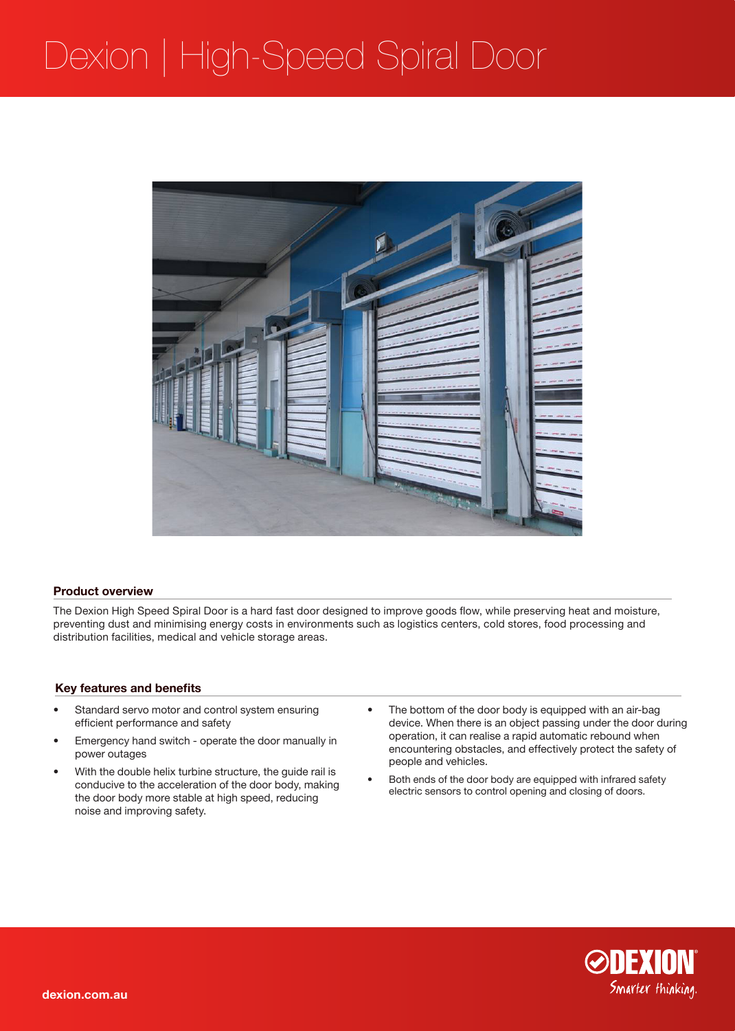# Dexion | High-Speed Spiral Door

## Product overview

The Dexion High Speed Spiral Door is a hard fast door designed to improve goods flow, while preserving heat and moisture, preventing dust and minimising energy costs in environments such as logistics centers, cold stores, food processing and distribution facilities, medical and vehicle storage areas.

## Key features and benefits

- Standard servo motor and control system ensuring efficient performance and safety
- Emergency hand switch - operate the door manually in power outages
- With the double helix turbine structure, the guide rail is conducive to the acceleration of the door body, making the door body more stable at high speed, reducing noise and improving safety.
- The bottom of the door body is equipped with an air-bag device. When there is an object passing under the door during operation, it can realise a rapid automatic rebound when encountering obstacles, and effectively protect the safety of people and vehicles.
- Both ends of the door body are equipped with infrared safety electric sensors to control opening and closing of doors.

dexion.com.au

DEXION Smarter thinking.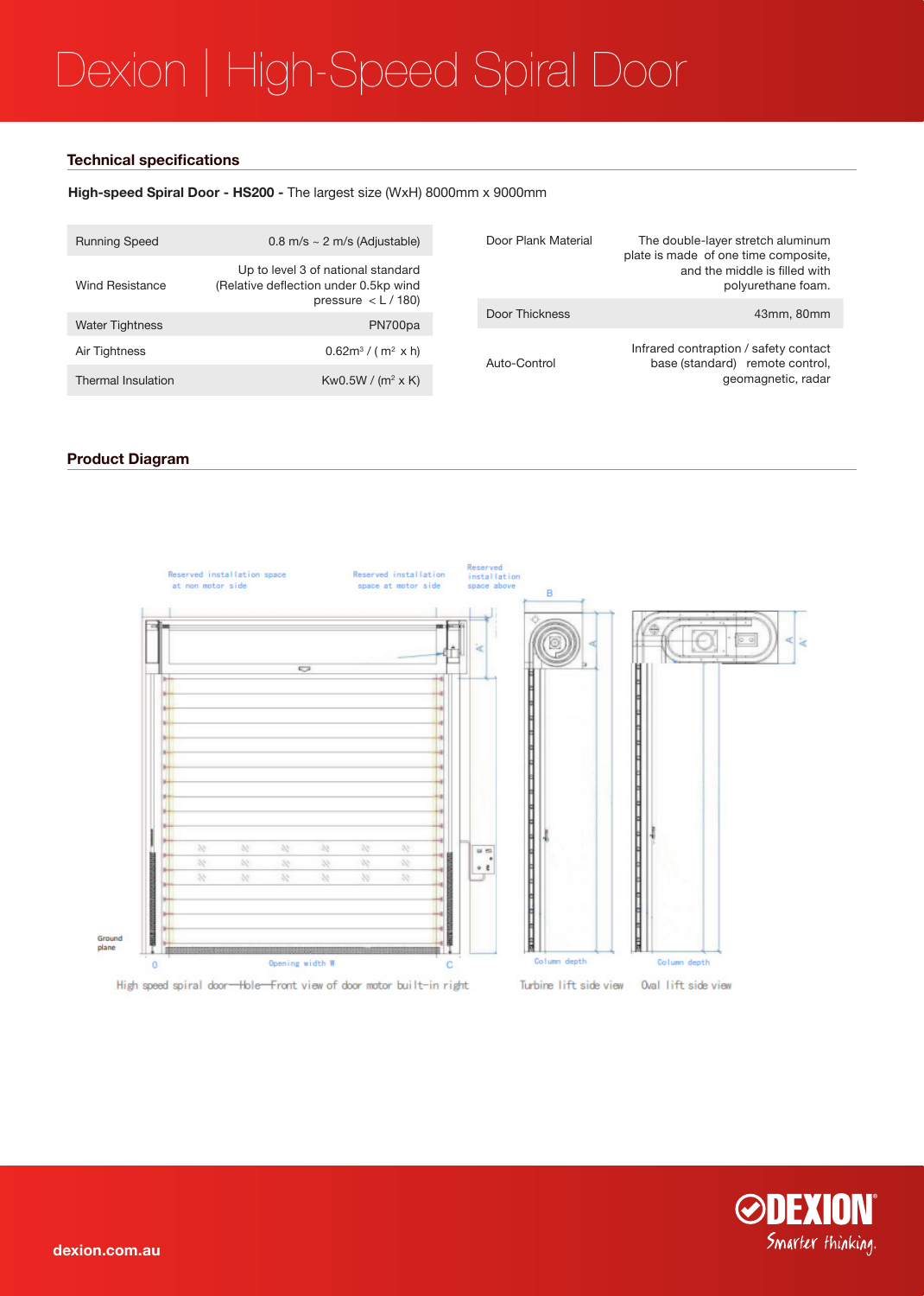# Dexion | High-Speed Spiral Door

## Technical specifications

**High-speed Spiral Door - HS200 -** The largest size (WxH) 8000mm x 9000mm

| | |
|---|---|
| Running Speed | 0.8 m/s ~ 2 m/s (Adjustable) |
| Wind Resistance | Up to level 3 of national standard (Relative deflection under 0.5kp wind pressure < L / 180) |
| Water Tightness | PN700pa |
| Air Tightness | 0.62m³ / ( m² x h) |
| Thermal Insulation | Kw0.5W / (m² x K) |

| | |
|---|---|
| Door Plank Material | The double-layer stretch aluminum plate is made of one time composite, and the middle is filled with polyurethane foam. |
| Door Thickness | 43mm, 80mm |
| Auto-Control | Infrared contraption / safety contact base (standard) remote control, geomagnetic, radar |

## Product Diagram

Reserved installation space at non motor side

Reserved installation space at motor side

Reserved installation space above

Ground plane

Opening width W

Column depth

High speed spiral door—Hole—Front view of door motor built-in right

Turbine lift side view

Oval lift side view

dexion.com.au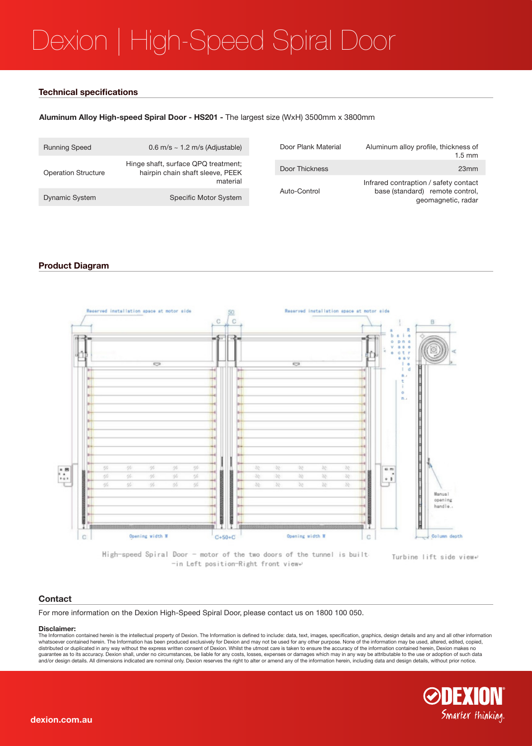# Dexion | High-Speed Spiral Door

## Technical specifications

**Aluminum Alloy High-speed Spiral Door - HS201 -** The largest size (WxH) 3500mm x 3800mm

| | |
|---|---|
| Running Speed | 0.6 m/s ~ 1.2 m/s (Adjustable) |
| Operation Structure | Hinge shaft, surface QPQ treatment; hairpin chain shaft sleeve, PEEK material |
| Dynamic System | Specific Motor System |

| | |
|---|---|
| Door Plank Material | Aluminum alloy profile, thickness of 1.5 mm |
| Door Thickness | 23mm |
| Auto-Control | Infrared contraption / safety contact base (standard) remote control, geomagnetic, radar |

## Product Diagram

Reserved installation space at motor side

50

C C

Reserved installation space at motor side

B

Reserved elevation

above ceiling

Manual opening handle

C Opening width W C+50+C Opening width W C

Column depth

High-speed Spiral Door - motor of the two doors of the tunnel is built-in Left position-Right front view

Turbine lift side view

## Contact

For more information on the Dexion High-Speed Spiral Door, please contact us on 1800 100 050.

**Disclaimer:**
The Information contained herein is the intellectual property of Dexion. The Information is defined to include: data, text, images, specification, graphics, design details and any and all other information whatsoever contained herein. The Information has been produced exclusively for Dexion and may not be used for any other purpose. None of the information may be used, altered, edited, copied, distributed or duplicated in any way without the express written consent of Dexion. Whilst the utmost care is taken to ensure the accuracy of the information contained herein, Dexion makes no guarantee as to its accuracy. Dexion shall, under no circumstances, be liable for any costs, losses, expenses or damages which may in any way be attributable to the use or adoption of such data and/or design details. All dimensions indicated are nominal only. Dexion reserves the right to alter or amend any of the information herein, including data and design details, without prior notice.

dexion.com.au

DEXION® Smarter thinking.